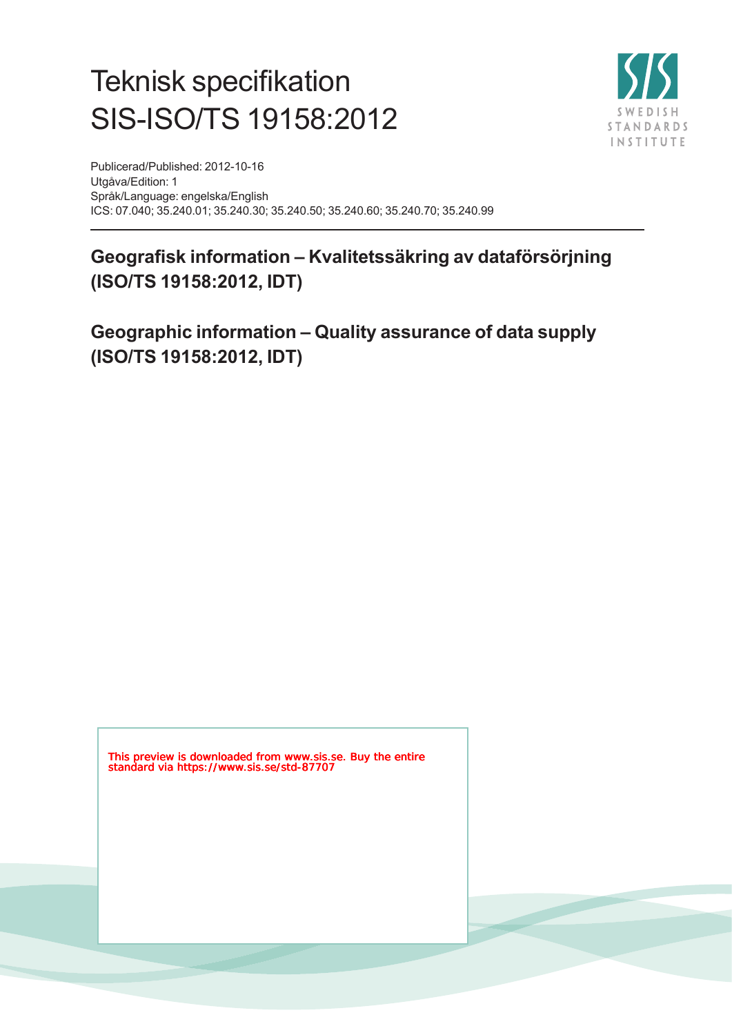# Teknisk specifikation SIS-ISO/TS 19158:2012

Publicerad/Published: 2012-10-16
Utgåva/Edition: 1
Språk/Language: engelska/English
ICS: 07.040; 35.240.01; 35.240.30; 35.240.50; 35.240.60; 35.240.70; 35.240.99

## Geografisk information – Kvalitetssäkring av dataförsörjning (ISO/TS 19158:2012, IDT)

## Geographic information – Quality assurance of data supply (ISO/TS 19158:2012, IDT)

This preview is downloaded from www.sis.se. Buy the entire standard via https://www.sis.se/std-87707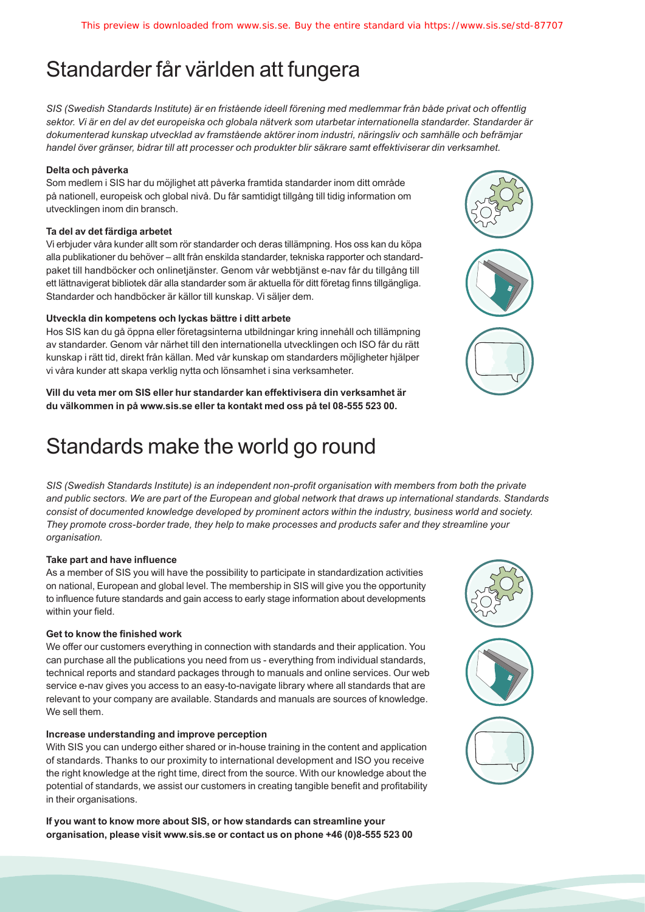# Standarder får världen att fungera

*SIS (Swedish Standards Institute) är en fristående ideell förening med medlemmar från både privat och offentlig sektor. Vi är en del av det europeiska och globala nätverk som utarbetar internationella standarder. Standarder är dokumenterad kunskap utvecklad av framstående aktörer inom industri, näringsliv och samhälle och befrämjar handel över gränser, bidrar till att processer och produkter blir säkrare samt effektiviserar din verksamhet.*

**Delta och påverka**

Som medlem i SIS har du möjlighet att påverka framtida standarder inom ditt område på nationell, europeisk och global nivå. Du får samtidigt tillgång till tidig information om utvecklingen inom din bransch.

**Ta del av det färdiga arbetet**

Vi erbjuder våra kunder allt som rör standarder och deras tillämpning. Hos oss kan du köpa alla publikationer du behöver – allt från enskilda standarder, tekniska rapporter och standardpaket till handböcker och onlinetjänster. Genom vår webbtjänst e-nav får du tillgång till ett lättnavigerat bibliotek där alla standarder som är aktuella för ditt företag finns tillgängliga. Standarder och handböcker är källor till kunskap. Vi säljer dem.

**Utveckla din kompetens och lyckas bättre i ditt arbete**

Hos SIS kan du gå öppna eller företagsinterna utbildningar kring innehåll och tillämpning av standarder. Genom vår närhet till den internationella utvecklingen och ISO får du rätt kunskap i rätt tid, direkt från källan. Med vår kunskap om standarders möjligheter hjälper vi våra kunder att skapa verklig nytta och lönsamhet i sina verksamheter.

**Vill du veta mer om SIS eller hur standarder kan effektivisera din verksamhet är du välkommen in på www.sis.se eller ta kontakt med oss på tel 08-555 523 00.**

# Standards make the world go round

*SIS (Swedish Standards Institute) is an independent non-profit organisation with members from both the private and public sectors. We are part of the European and global network that draws up international standards. Standards consist of documented knowledge developed by prominent actors within the industry, business world and society. They promote cross-border trade, they help to make processes and products safer and they streamline your organisation.*

**Take part and have influence**

As a member of SIS you will have the possibility to participate in standardization activities on national, European and global level. The membership in SIS will give you the opportunity to influence future standards and gain access to early stage information about developments within your field.

**Get to know the finished work**

We offer our customers everything in connection with standards and their application. You can purchase all the publications you need from us - everything from individual standards, technical reports and standard packages through to manuals and online services. Our web service e-nav gives you access to an easy-to-navigate library where all standards that are relevant to your company are available. Standards and manuals are sources of knowledge. We sell them.

**Increase understanding and improve perception**

With SIS you can undergo either shared or in-house training in the content and application of standards. Thanks to our proximity to international development and ISO you receive the right knowledge at the right time, direct from the source. With our knowledge about the potential of standards, we assist our customers in creating tangible benefit and profitability in their organisations.

**If you want to know more about SIS, or how standards can streamline your organisation, please visit www.sis.se or contact us on phone +46 (0)8-555 523 00**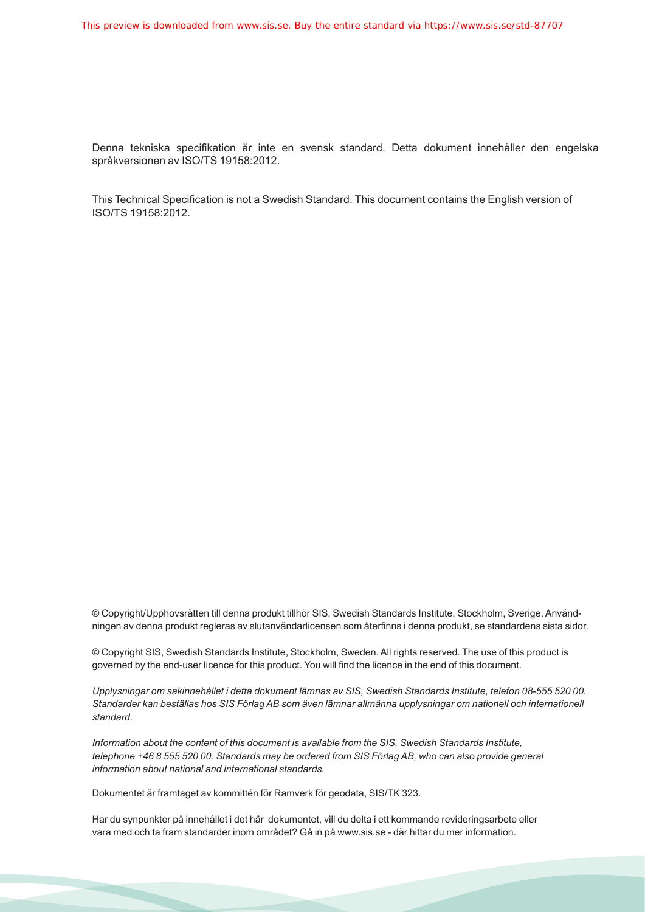Denna tekniska specifikation är inte en svensk standard. Detta dokument innehåller den engelska språkversionen av ISO/TS 19158:2012.

This Technical Specification is not a Swedish Standard. This document contains the English version of ISO/TS 19158:2012.

© Copyright/Upphovsrätten till denna produkt tillhör SIS, Swedish Standards Institute, Stockholm, Sverige. Användningen av denna produkt regleras av slutanvändarlicensen som återfinns i denna produkt, se standardens sista sidor.

© Copyright SIS, Swedish Standards Institute, Stockholm, Sweden. All rights reserved. The use of this product is governed by the end-user licence for this product. You will find the licence in the end of this document.

*Upplysningar om sakinnehållet i detta dokument lämnas av SIS, Swedish Standards Institute, telefon 08-555 520 00. Standarder kan beställas hos SIS Förlag AB som även lämnar allmänna upplysningar om nationell och internationell standard.*

*Information about the content of this document is available from the SIS, Swedish Standards Institute, telephone +46 8 555 520 00. Standards may be ordered from SIS Förlag AB, who can also provide general information about national and international standards.*

Dokumentet är framtaget av kommittén för Ramverk för geodata, SIS/TK 323.

Har du synpunkter på innehållet i det här dokumentet, vill du delta i ett kommande revideringsarbete eller vara med och ta fram standarder inom området? Gå in på www.sis.se - där hittar du mer information.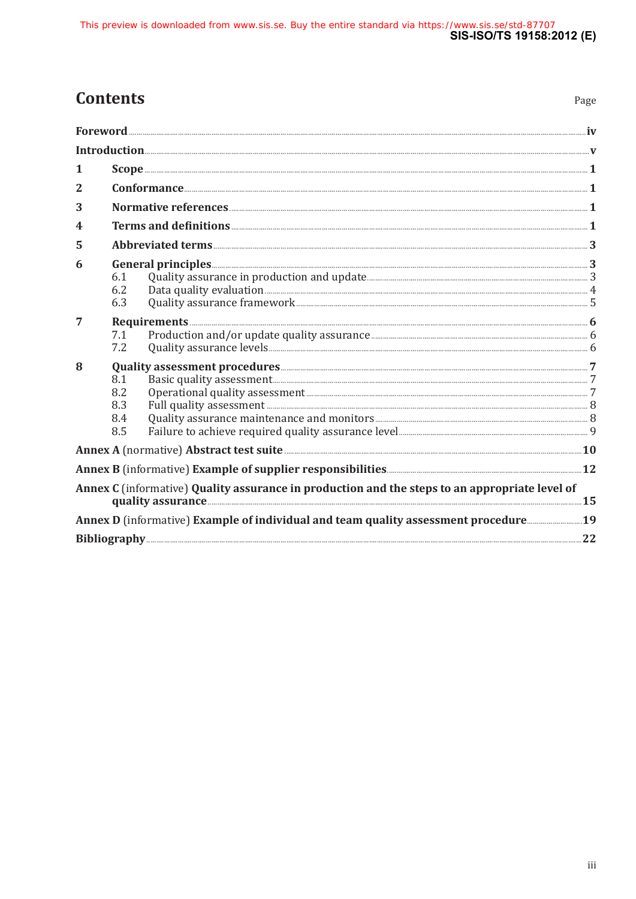# Contents

Page

**Foreword** .......... **iv**

**Introduction** .......... **v**

**1 Scope** .......... **1**

**2 Conformance** .......... **1**

**3 Normative references** .......... **1**

**4 Terms and definitions** .......... **1**

**5 Abbreviated terms** .......... **3**

**6 General principles** .......... **3**
- 6.1 Quality assurance in production and update .......... 3
- 6.2 Data quality evaluation .......... 4
- 6.3 Quality assurance framework .......... 5

**7 Requirements** .......... **6**
- 7.1 Production and/or update quality assurance .......... 6
- 7.2 Quality assurance levels .......... 6

**8 Quality assessment procedures** .......... **7**
- 8.1 Basic quality assessment .......... 7
- 8.2 Operational quality assessment .......... 7
- 8.3 Full quality assessment .......... 8
- 8.4 Quality assurance maintenance and monitors .......... 8
- 8.5 Failure to achieve required quality assurance level .......... 9

**Annex A** (normative) **Abstract test suite** .......... **10**

**Annex B** (informative) **Example of supplier responsibilities** .......... **12**

**Annex C** (informative) **Quality assurance in production and the steps to an appropriate level of quality assurance** .......... **15**

**Annex D** (informative) **Example of individual and team quality assessment procedure** .......... **19**

**Bibliography** .......... **22**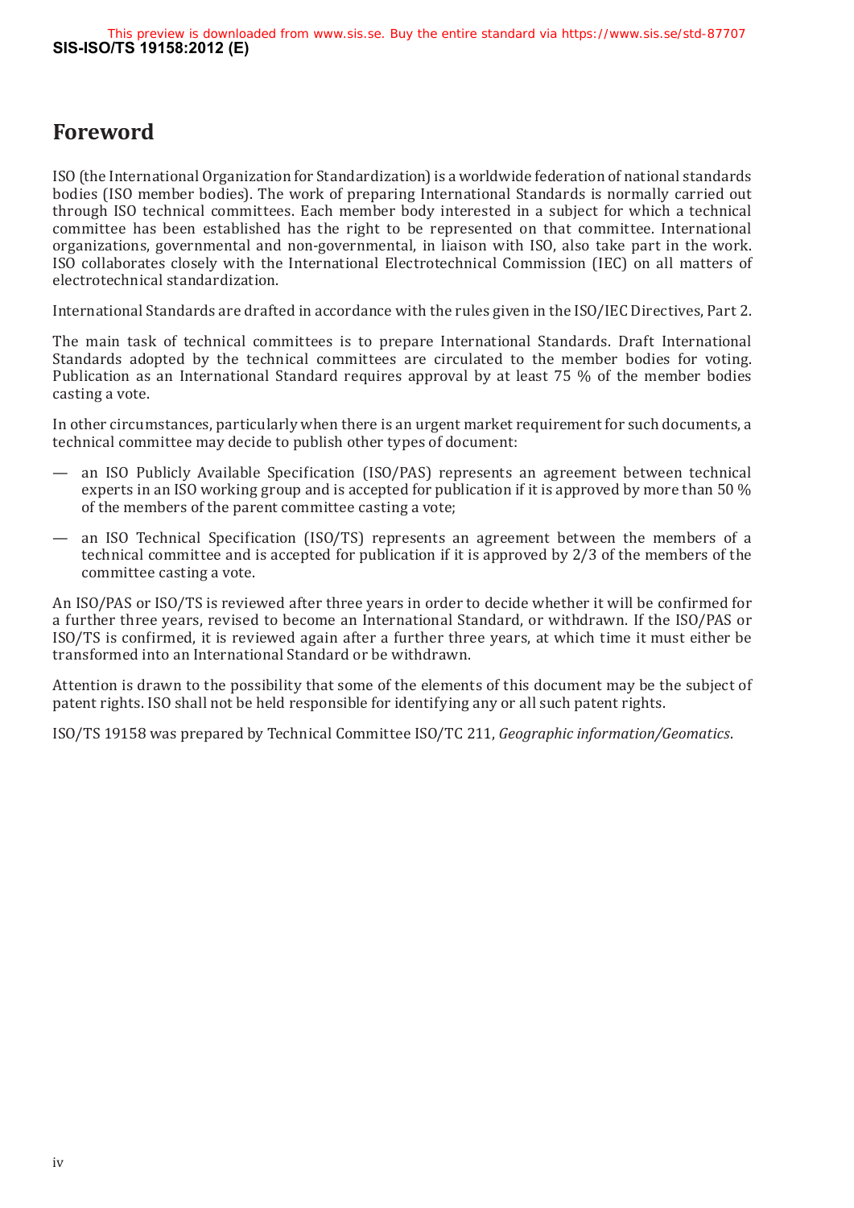# Foreword

ISO (the International Organization for Standardization) is a worldwide federation of national standards bodies (ISO member bodies). The work of preparing International Standards is normally carried out through ISO technical committees. Each member body interested in a subject for which a technical committee has been established has the right to be represented on that committee. International organizations, governmental and non-governmental, in liaison with ISO, also take part in the work. ISO collaborates closely with the International Electrotechnical Commission (IEC) on all matters of electrotechnical standardization.

International Standards are drafted in accordance with the rules given in the ISO/IEC Directives, Part 2.

The main task of technical committees is to prepare International Standards. Draft International Standards adopted by the technical committees are circulated to the member bodies for voting. Publication as an International Standard requires approval by at least 75 % of the member bodies casting a vote.

In other circumstances, particularly when there is an urgent market requirement for such documents, a technical committee may decide to publish other types of document:

— an ISO Publicly Available Specification (ISO/PAS) represents an agreement between technical experts in an ISO working group and is accepted for publication if it is approved by more than 50 % of the members of the parent committee casting a vote;

— an ISO Technical Specification (ISO/TS) represents an agreement between the members of a technical committee and is accepted for publication if it is approved by 2/3 of the members of the committee casting a vote.

An ISO/PAS or ISO/TS is reviewed after three years in order to decide whether it will be confirmed for a further three years, revised to become an International Standard, or withdrawn. If the ISO/PAS or ISO/TS is confirmed, it is reviewed again after a further three years, at which time it must either be transformed into an International Standard or be withdrawn.

Attention is drawn to the possibility that some of the elements of this document may be the subject of patent rights. ISO shall not be held responsible for identifying any or all such patent rights.

ISO/TS 19158 was prepared by Technical Committee ISO/TC 211, *Geographic information/Geomatics*.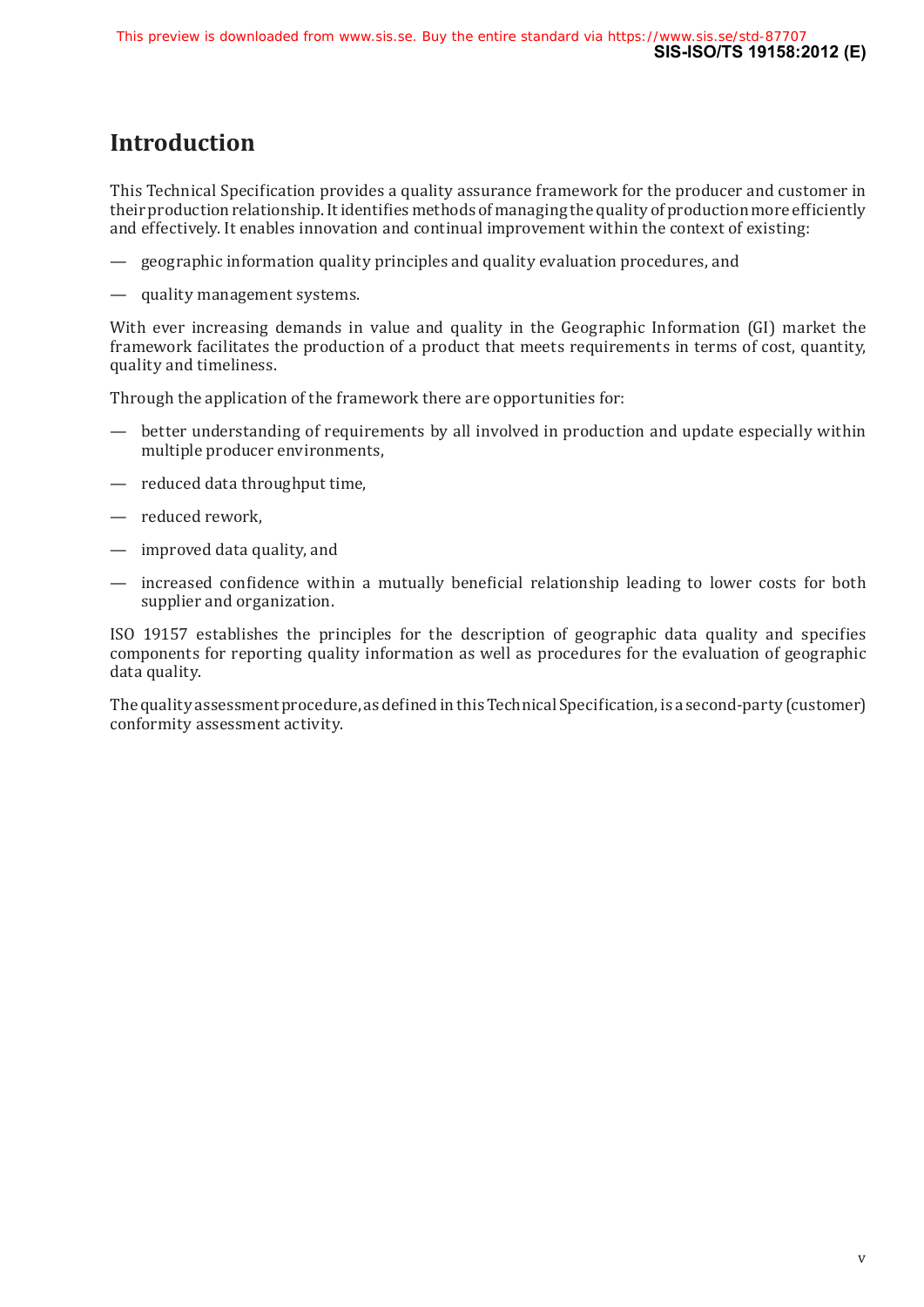# Introduction

This Technical Specification provides a quality assurance framework for the producer and customer in their production relationship. It identifies methods of managing the quality of production more efficiently and effectively. It enables innovation and continual improvement within the context of existing:

— geographic information quality principles and quality evaluation procedures, and

— quality management systems.

With ever increasing demands in value and quality in the Geographic Information (GI) market the framework facilitates the production of a product that meets requirements in terms of cost, quantity, quality and timeliness.

Through the application of the framework there are opportunities for:

— better understanding of requirements by all involved in production and update especially within multiple producer environments,

— reduced data throughput time,

— reduced rework,

— improved data quality, and

— increased confidence within a mutually beneficial relationship leading to lower costs for both supplier and organization.

ISO 19157 establishes the principles for the description of geographic data quality and specifies components for reporting quality information as well as procedures for the evaluation of geographic data quality.

The quality assessment procedure, as defined in this Technical Specification, is a second-party (customer) conformity assessment activity.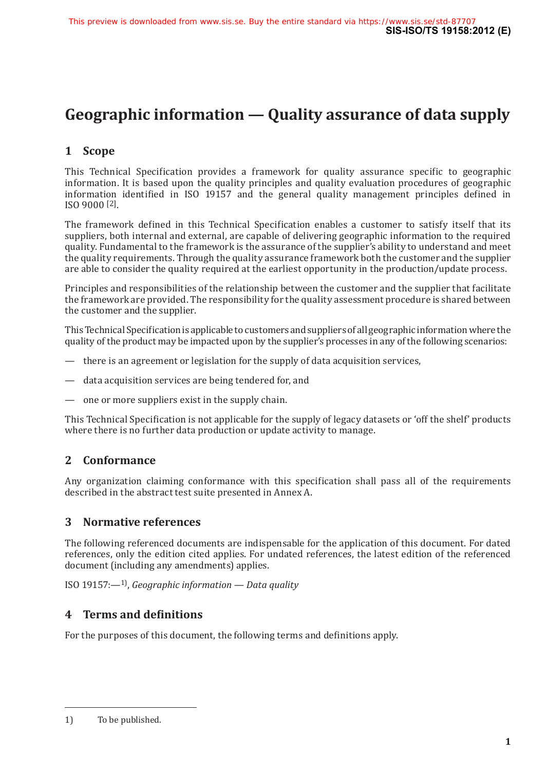# Geographic information — Quality assurance of data supply

## 1 Scope

This Technical Specification provides a framework for quality assurance specific to geographic information. It is based upon the quality principles and quality evaluation procedures of geographic information identified in ISO 19157 and the general quality management principles defined in ISO 9000 [2].

The framework defined in this Technical Specification enables a customer to satisfy itself that its suppliers, both internal and external, are capable of delivering geographic information to the required quality. Fundamental to the framework is the assurance of the supplier's ability to understand and meet the quality requirements. Through the quality assurance framework both the customer and the supplier are able to consider the quality required at the earliest opportunity in the production/update process.

Principles and responsibilities of the relationship between the customer and the supplier that facilitate the framework are provided. The responsibility for the quality assessment procedure is shared between the customer and the supplier.

This Technical Specification is applicable to customers and suppliers of all geographic information where the quality of the product may be impacted upon by the supplier's processes in any of the following scenarios:

— there is an agreement or legislation for the supply of data acquisition services,

— data acquisition services are being tendered for, and

— one or more suppliers exist in the supply chain.

This Technical Specification is not applicable for the supply of legacy datasets or 'off the shelf' products where there is no further data production or update activity to manage.

## 2 Conformance

Any organization claiming conformance with this specification shall pass all of the requirements described in the abstract test suite presented in Annex A.

## 3 Normative references

The following referenced documents are indispensable for the application of this document. For dated references, only the edition cited applies. For undated references, the latest edition of the referenced document (including any amendments) applies.

ISO 19157:—[1], *Geographic information — Data quality*

## 4 Terms and definitions

For the purposes of this document, the following terms and definitions apply.

1) To be published.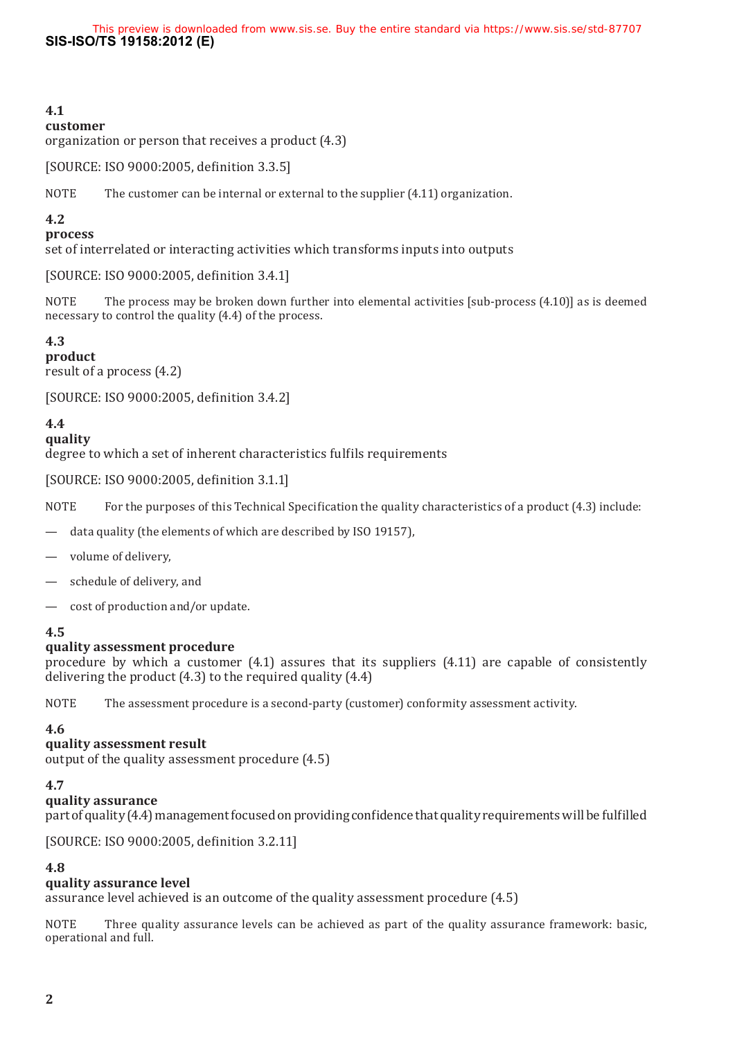**4.1**
**customer**
organization or person that receives a product (4.3)

[SOURCE: ISO 9000:2005, definition 3.3.5]

NOTE The customer can be internal or external to the supplier (4.11) organization.

**4.2**
**process**
set of interrelated or interacting activities which transforms inputs into outputs

[SOURCE: ISO 9000:2005, definition 3.4.1]

NOTE The process may be broken down further into elemental activities [sub-process (4.10)] as is deemed necessary to control the quality (4.4) of the process.

**4.3**
**product**
result of a process (4.2)

[SOURCE: ISO 9000:2005, definition 3.4.2]

**4.4**
**quality**
degree to which a set of inherent characteristics fulfils requirements

[SOURCE: ISO 9000:2005, definition 3.1.1]

NOTE For the purposes of this Technical Specification the quality characteristics of a product (4.3) include:

— data quality (the elements of which are described by ISO 19157),

— volume of delivery,

— schedule of delivery, and

— cost of production and/or update.

**4.5**
**quality assessment procedure**
procedure by which a customer (4.1) assures that its suppliers (4.11) are capable of consistently delivering the product (4.3) to the required quality (4.4)

NOTE The assessment procedure is a second-party (customer) conformity assessment activity.

**4.6**
**quality assessment result**
output of the quality assessment procedure (4.5)

**4.7**
**quality assurance**
part of quality (4.4) management focused on providing confidence that quality requirements will be fulfilled

[SOURCE: ISO 9000:2005, definition 3.2.11]

**4.8**
**quality assurance level**
assurance level achieved is an outcome of the quality assessment procedure (4.5)

NOTE Three quality assurance levels can be achieved as part of the quality assurance framework: basic, operational and full.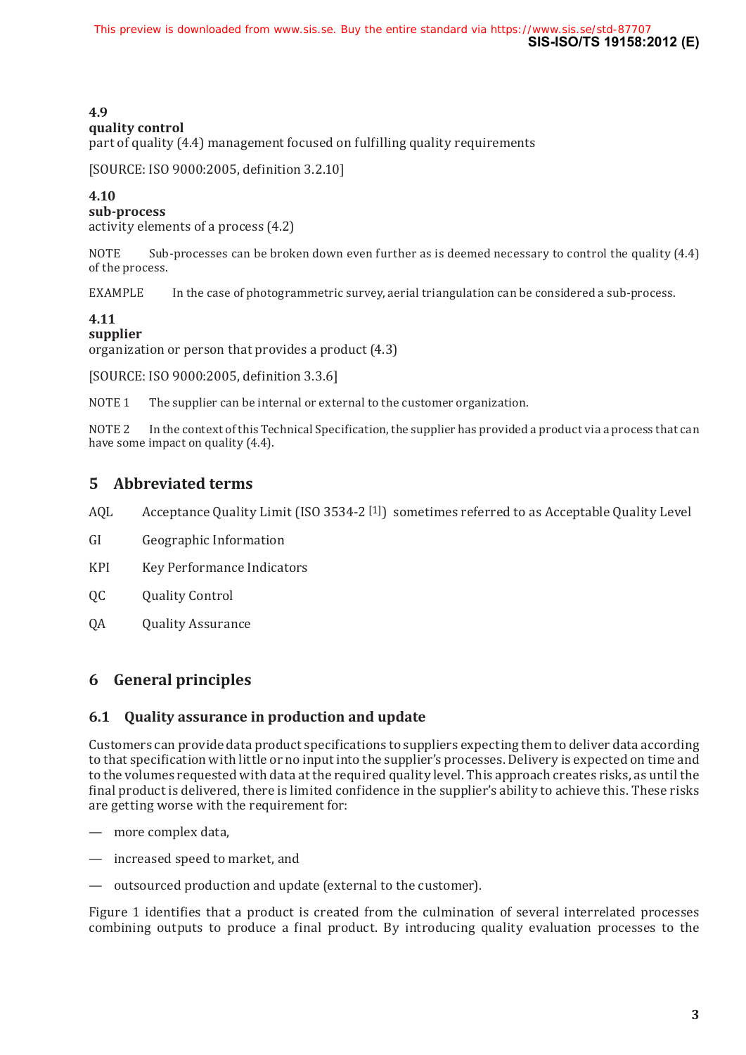**4.9**
**quality control**
part of quality (4.4) management focused on fulfilling quality requirements

[SOURCE: ISO 9000:2005, definition 3.2.10]

**4.10**
**sub-process**
activity elements of a process (4.2)

NOTE Sub-processes can be broken down even further as is deemed necessary to control the quality (4.4) of the process.

EXAMPLE In the case of photogrammetric survey, aerial triangulation can be considered a sub-process.

**4.11**
**supplier**
organization or person that provides a product (4.3)

[SOURCE: ISO 9000:2005, definition 3.3.6]

NOTE 1 The supplier can be internal or external to the customer organization.

NOTE 2 In the context of this Technical Specification, the supplier has provided a product via a process that can have some impact on quality (4.4).

## 5 Abbreviated terms

AQL Acceptance Quality Limit (ISO 3534-2 [1]) sometimes referred to as Acceptable Quality Level

GI Geographic Information

KPI Key Performance Indicators

QC Quality Control

QA Quality Assurance

## 6 General principles

### 6.1 Quality assurance in production and update

Customers can provide data product specifications to suppliers expecting them to deliver data according to that specification with little or no input into the supplier's processes. Delivery is expected on time and to the volumes requested with data at the required quality level. This approach creates risks, as until the final product is delivered, there is limited confidence in the supplier's ability to achieve this. These risks are getting worse with the requirement for:

— more complex data,

— increased speed to market, and

— outsourced production and update (external to the customer).

Figure 1 identifies that a product is created from the culmination of several interrelated processes combining outputs to produce a final product. By introducing quality evaluation processes to the